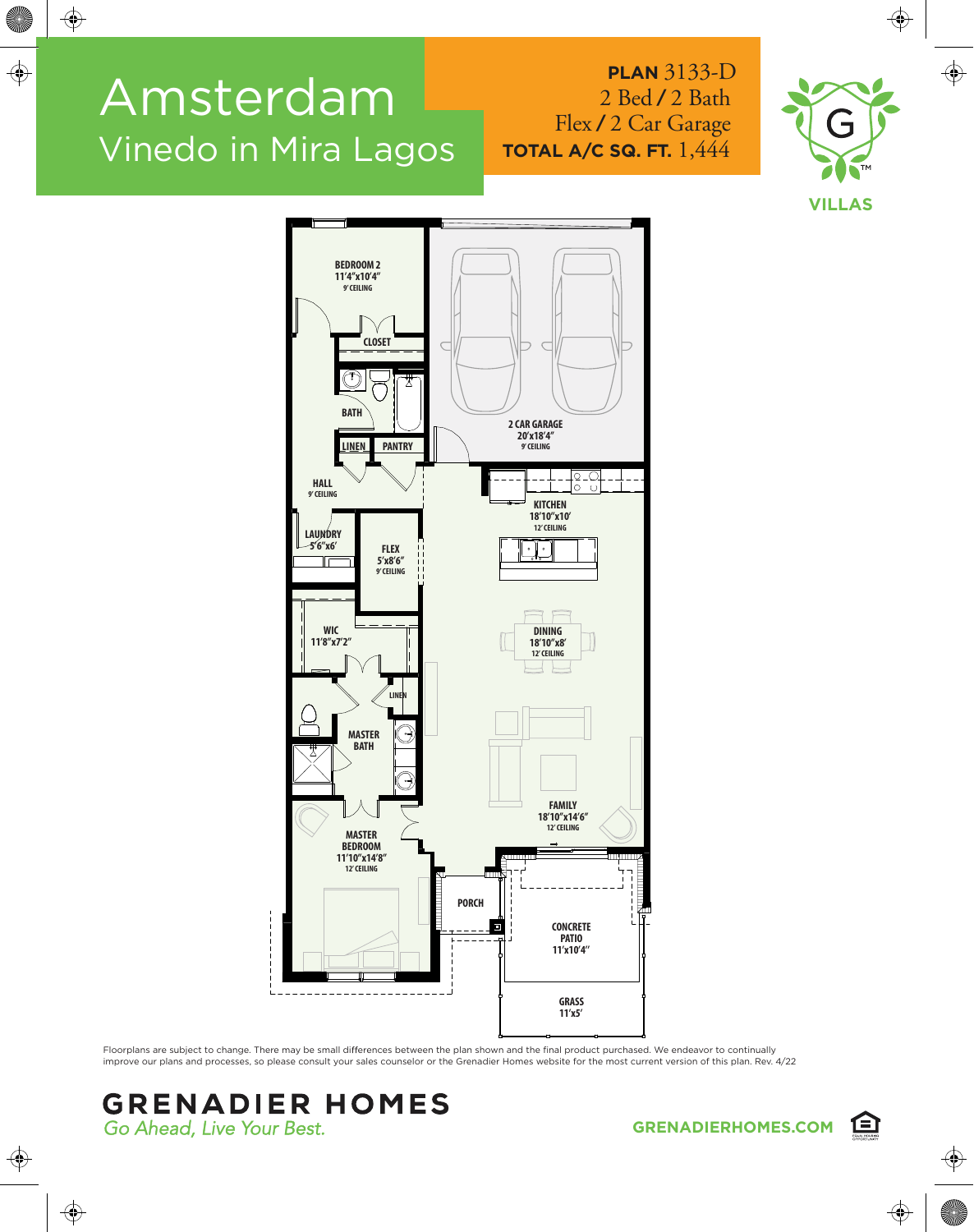# Amsterdam

## Vinedo in Mira Lagos

**PLAN** 3133-D
2 Bed / 2 Bath
Flex / 2 Car Garage
**TOTAL A/C SQ. FT.** 1,444

G VILLAS

BEDROOM 2
11'4"x10'4"
9' CEILING

CLOSET

BATH

LINEN

PANTRY

2 CAR GARAGE
20'x18'4"
9' CEILING

HALL
9' CEILING

KITCHEN
18'10"x10'
12' CEILING

LAUNDRY
5'6"x6'

FLEX
5'x8'6"
9' CEILING

WIC
11'8"x7'2"

DINING
18'10"x8'
12' CEILING

LINEN

MASTER BATH

FAMILY
18'10"x14'6"
12' CEILING

MASTER BEDROOM
11'10"x14'8"
12' CEILING

PORCH

CONCRETE PATIO
11'x10'4"

GRASS
11'x5'

Floorplans are subject to change. There may be small differences between the plan shown and the final product purchased. We endeavor to continually improve our plans and processes, so please consult your sales counselor or the Grenadier Homes website for the most current version of this plan. Rev. 4/22

**GRENADIER HOMES**
*Go Ahead, Live Your Best.*

**GRENADIERHOMES.COM**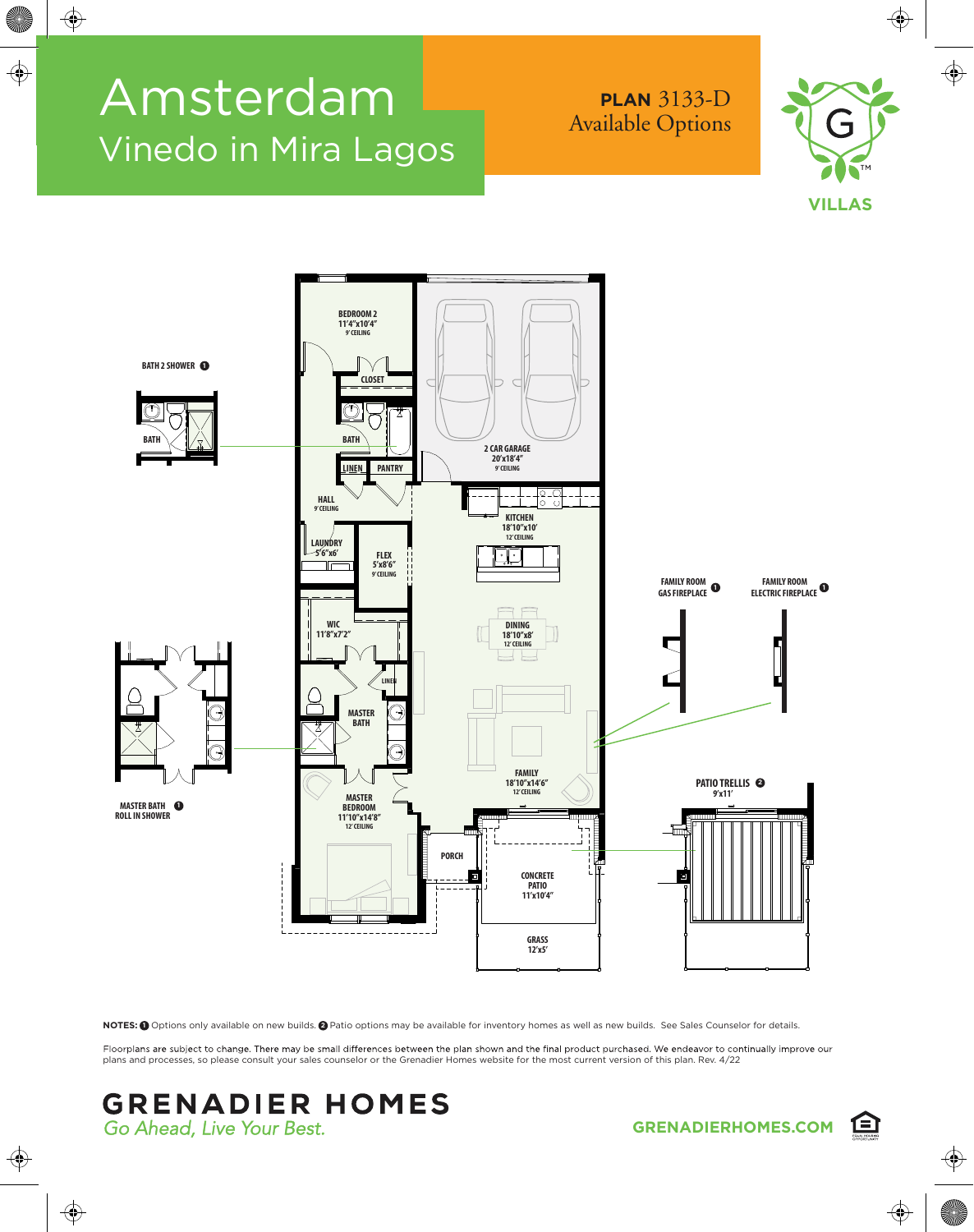# Amsterdam

## Vinedo in Mira Lagos

**PLAN** 3133-D
Available Options

VILLAS

BATH 2 SHOWER ❶

BATH

BEDROOM 2
11'4"x10'4"
9' CEILING

CLOSET

BATH

LINEN

PANTRY

2 CAR GARAGE
20'x18'4"
9' CEILING

HALL
9' CEILING

KITCHEN
18'10"x10'
12' CEILING

LAUNDRY
5'6"x6'

FLEX
5'x8'6"
9' CEILING

FAMILY ROOM GAS FIREPLACE ❶

FAMILY ROOM ELECTRIC FIREPLACE ❶

WIC
11'8"x7'2"

DINING
18'10"x8'
12' CEILING

LINEN

MASTER BATH

FAMILY
18'10"x14'6"
12' CEILING

MASTER BATH ROLL IN SHOWER ❶

MASTER BEDROOM
11'10"x14'8"
12' CEILING

PATIO TRELLIS ❷
9'x11'

PORCH

CONCRETE PATIO
11'x10'4"

GRASS
12'x5'

**NOTES:** ❶ Options only available on new builds. ❷ Patio options may be available for inventory homes as well as new builds. See Sales Counselor for details.

Floorplans are subject to change. There may be small differences between the plan shown and the final product purchased. We endeavor to continually improve our plans and processes, so please consult your sales counselor or the Grenadier Homes website for the most current version of this plan. Rev. 4/22

**GRENADIER HOMES**
*Go Ahead, Live Your Best.*

**GRENADIERHOMES.COM**